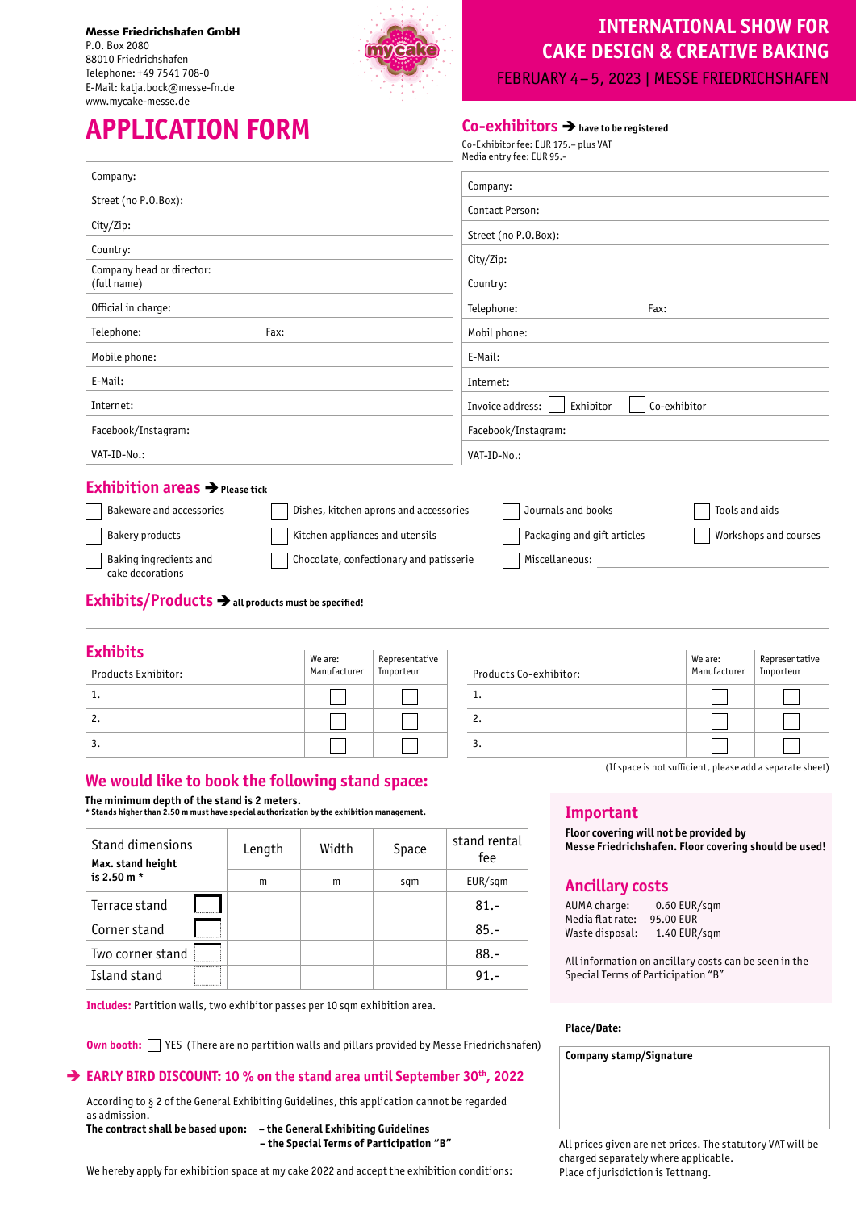**Messe Friedrichshafen GmbH**
P.O. Box 2080
88010 Friedrichshafen
Telephone: +49 7541 708-0
E-Mail: katja.bock@messe-fn.de
www.mycake-messe.de

# INTERNATIONAL SHOW FOR CAKE DESIGN & CREATIVE BAKING

FEBRUARY 4 – 5, 2023 | MESSE FRIEDRICHSHAFEN

# APPLICATION FORM

| |
|---|
| Company: |
| Street (no P.O.Box): |
| City/Zip: |
| Country: |
| Company head or director: (full name) |
| Official in charge: |
| Telephone: Fax: |
| Mobile phone: |
| E-Mail: |
| Internet: |
| Facebook/Instagram: |
| VAT-ID-No.: |

## Co-exhibitors ➔ **have to be registered**

Co-Exhibitor fee: EUR 175.– plus VAT
Media entry fee: EUR 95.-

| |
|---|
| Company: |
| Contact Person: |
| Street (no P.O.Box): |
| City/Zip: |
| Country: |
| Telephone: Fax: |
| Mobil phone: |
| E-Mail: |
| Internet: |
| Invoice address: ☐ Exhibitor ☐ Co-exhibitor |
| Facebook/Instagram: |
| VAT-ID-No.: |

## Exhibition areas ➔ **Please tick**

- ☐ Bakeware and accessories
- ☐ Bakery products
- ☐ Baking ingredients and cake decorations
- ☐ Dishes, kitchen aprons and accessories
- ☐ Kitchen appliances and utensils
- ☐ Chocolate, confectionary and patisserie
- ☐ Journals and books
- ☐ Packaging and gift articles
- ☐ Miscellaneous: ______
- ☐ Tools and aids
- ☐ Workshops and courses

## Exhibits/Products ➔ **all products must be specified!**

## Exhibits

| Products Exhibitor: | We are: Manufacturer | Representative Importeur |
|---|---|---|
| 1. | ☐ | ☐ |
| 2. | ☐ | ☐ |
| 3. | ☐ | ☐ |

| Products Co-exhibitor: | We are: Manufacturer | Representative Importeur |
|---|---|---|
| 1. | ☐ | ☐ |
| 2. | ☐ | ☐ |
| 3. | ☐ | ☐ |

(If space is not sufficient, please add a separate sheet)

## We would like to book the following stand space:

**The minimum depth of the stand is 2 meters.**
**\* Stands higher than 2.50 m must have special authorization by the exhibition management.**

| Stand dimensions **Max. stand height is 2.50 m \*** | Length | Width | Space | stand rental fee |
|---|---|---|---|---|
| | m | m | sqm | EUR/sqm |
| Terrace stand | | | | 81.- |
| Corner stand | | | | 85.- |
| Two corner stand | | | | 88.- |
| Island stand | | | | 91.- |

**Includes:** Partition walls, two exhibitor passes per 10 sqm exhibition area.

**Own booth:** ☐ YES (There are no partition walls and pillars provided by Messe Friedrichshafen)

➔ **EARLY BIRD DISCOUNT: 10 % on the stand area until September 30th, 2022**

According to § 2 of the General Exhibiting Guidelines, this application cannot be regarded as admission.
**The contract shall be based upon:**
- **the General Exhibiting Guidelines**
- **the Special Terms of Participation "B"**

We hereby apply for exhibition space at my cake 2022 and accept the exhibition conditions:

## Important

**Floor covering will not be provided by Messe Friedrichshafen. Floor covering should be used!**

## Ancillary costs

AUMA charge: 0.60 EUR/sqm
Media flat rate: 95.00 EUR
Waste disposal: 1.40 EUR/sqm

All information on ancillary costs can be seen in the Special Terms of Participation "B"

**Place/Date:**

**Company stamp/Signature**

All prices given are net prices. The statutory VAT will be charged separately where applicable.
Place of jurisdiction is Tettnang.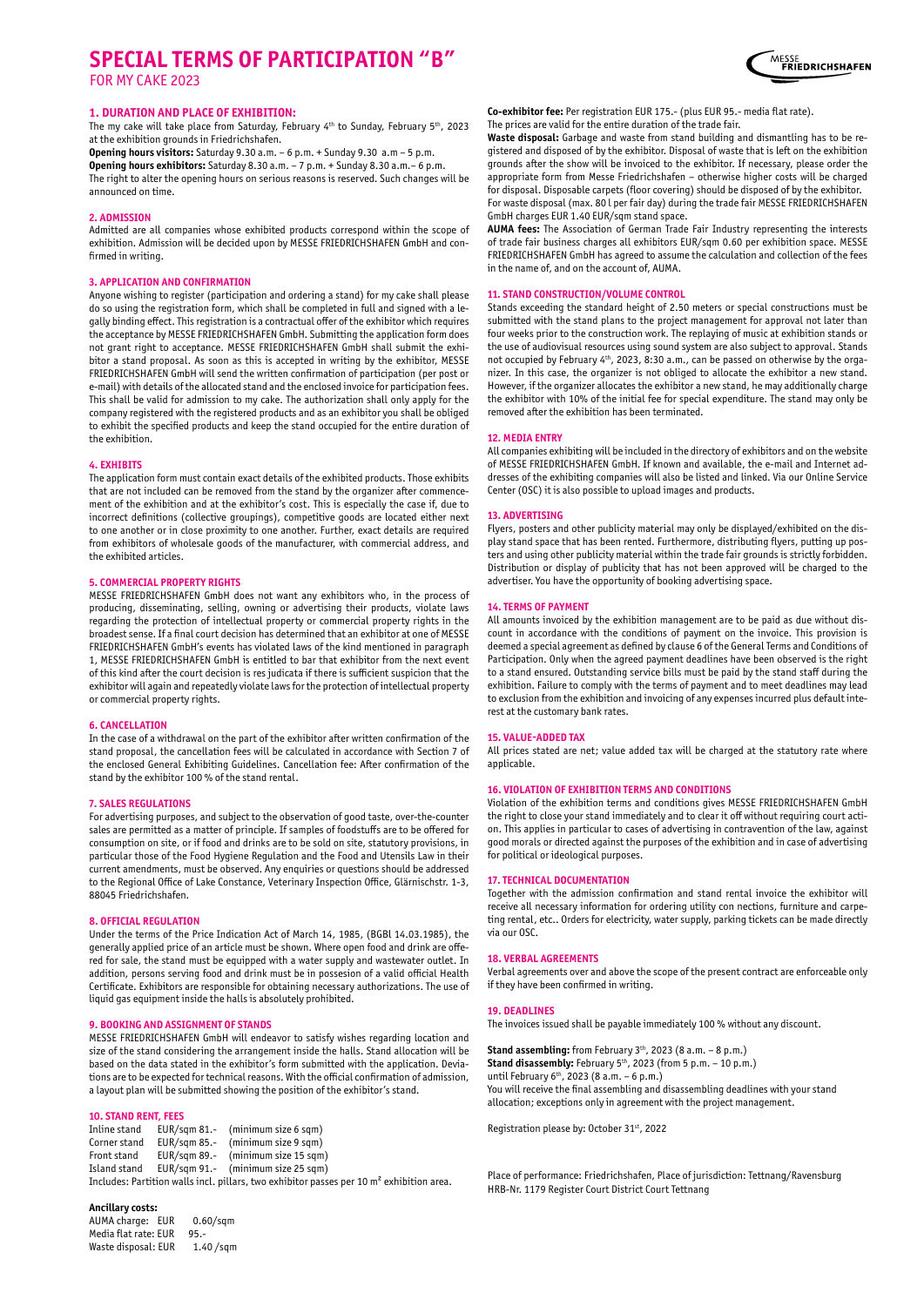# SPECIAL TERMS OF PARTICIPATION "B"

FOR MY CAKE 2023

### 1. DURATION AND PLACE OF EXHIBITION:

The my cake will take place from Saturday, February 4th to Sunday, February 5th, 2023 at the exhibition grounds in Friedrichshafen.

**Opening hours visitors:** Saturday 9.30 a.m. – 6 p.m. + Sunday 9.30 a.m – 5 p.m.
**Opening hours exhibitors:** Saturday 8.30 a.m. – 7 p.m. + Sunday 8.30 a.m.– 6 p.m.
The right to alter the opening hours on serious reasons is reserved. Such changes will be announced on time.

### 2. ADMISSION

Admitted are all companies whose exhibited products correspond within the scope of exhibition. Admission will be decided upon by MESSE FRIEDRICHSHAFEN GmbH and confirmed in writing.

### 3. APPLICATION AND CONFIRMATION

Anyone wishing to register (participation and ordering a stand) for my cake shall please do so using the registration form, which shall be completed in full and signed with a legally binding effect. This registration is a contractual offer of the exhibitor which requires the acceptance by MESSE FRIEDRICHSHAFEN GmbH. Submitting the application form does not grant right to acceptance. MESSE FRIEDRICHSHAFEN GmbH shall submit the exhibitor a stand proposal. As soon as this is accepted in writing by the exhibitor, MESSE FRIEDRICHSHAFEN GmbH will send the written confirmation of participation (per post or e-mail) with details of the allocated stand and the enclosed invoice for participation fees. This shall be valid for admission to my cake. The authorization shall only apply for the company registered with the registered products and as an exhibitor you shall be obliged to exhibit the specified products and keep the stand occupied for the entire duration of the exhibition.

### 4. EXHIBITS

The application form must contain exact details of the exhibited products. Those exhibits that are not included can be removed from the stand by the organizer after commencement of the exhibition and at the exhibitor's cost. This is especially the case if, due to incorrect definitions (collective groupings), competitive goods are located either next to one another or in close proximity to one another. Further, exact details are required from exhibitors of wholesale goods of the manufacturer, with commercial address, and the exhibited articles.

### 5. COMMERCIAL PROPERTY RIGHTS

MESSE FRIEDRICHSHAFEN GmbH does not want any exhibitors who, in the process of producing, disseminating, selling, owning or advertising their products, violate laws regarding the protection of intellectual property or commercial property rights in the broadest sense. If a final court decision has determined that an exhibitor at one of MESSE FRIEDRICHSHAFEN GmbH's events has violated laws of the kind mentioned in paragraph 1, MESSE FRIEDRICHSHAFEN GmbH is entitled to bar that exhibitor from the next event of this kind after the court decision is res judicata if there is sufficient suspicion that the exhibitor will again and repeatedly violate laws for the protection of intellectual property or commercial property rights.

### 6. CANCELLATION

In the case of a withdrawal on the part of the exhibitor after written confirmation of the stand proposal, the cancellation fees will be calculated in accordance with Section 7 of the enclosed General Exhibiting Guidelines. Cancellation fee: After confirmation of the stand by the exhibitor 100 % of the stand rental.

### 7. SALES REGULATIONS

For advertising purposes, and subject to the observation of good taste, over-the-counter sales are permitted as a matter of principle. If samples of foodstuffs are to be offered for consumption on site, or if food and drinks are to be sold on site, statutory provisions, in particular those of the Food Hygiene Regulation and the Food and Utensils Law in their current amendments, must be observed. Any enquiries or questions should be addressed to the Regional Office of Lake Constance, Veterinary Inspection Office, Glärnischstr. 1-3, 88045 Friedrichshafen.

### 8. OFFICIAL REGULATION

Under the terms of the Price Indication Act of March 14, 1985, (BGBl 14.03.1985), the generally applied price of an article must be shown. Where open food and drink are offered for sale, the stand must be equipped with a water supply and wastewater outlet. In addition, persons serving food and drink must be in possesion of a valid official Health Certificate. Exhibitors are responsible for obtaining necessary authorizations. The use of liquid gas equipment inside the halls is absolutely prohibited.

### 9. BOOKING AND ASSIGNMENT OF STANDS

MESSE FRIEDRICHSHAFEN GmbH will endeavor to satisfy wishes regarding location and size of the stand considering the arrangement inside the halls. Stand allocation will be based on the data stated in the exhibitor's form submitted with the application. Deviations are to be expected for technical reasons. With the official confirmation of admission, a layout plan will be submitted showing the position of the exhibitor's stand.

### 10. STAND RENT, FEES

| | | |
|---|---|---|
| Inline stand | EUR/sqm 81.- | (minimum size 6 sqm) |
| Corner stand | EUR/sqm 85.- | (minimum size 9 sqm) |
| Front stand | EUR/sqm 89.- | (minimum size 15 sqm) |
| Island stand | EUR/sqm 91.- | (minimum size 25 sqm) |

Includes: Partition walls incl. pillars, two exhibitor passes per 10 m² exhibition area.

**Ancillary costs:**

| | |
|---|---|
| AUMA charge: | EUR 0.60/sqm |
| Media flat rate: | EUR 95.- |
| Waste disposal: | EUR 1.40 /sqm |

**Co-exhibitor fee:** Per registration EUR 175.- (plus EUR 95.- media flat rate).
The prices are valid for the entire duration of the trade fair.

**Waste disposal:** Garbage and waste from stand building and dismantling has to be registered and disposed of by the exhibitor. Disposal of waste that is left on the exhibition grounds after the show will be invoiced to the exhibitor. If necessary, please order the appropriate form from Messe Friedrichshafen – otherwise higher costs will be charged for disposal. Disposable carpets (floor covering) should be disposed of by the exhibitor. For waste disposal (max. 80 l per fair day) during the trade fair MESSE FRIEDRICHSHAFEN GmbH charges EUR 1.40 EUR/sqm stand space.

**AUMA fees:** The Association of German Trade Fair Industry representing the interests of trade fair business charges all exhibitors EUR/sqm 0.60 per exhibition space. MESSE FRIEDRICHSHAFEN GmbH has agreed to assume the calculation and collection of the fees in the name of, and on the account of, AUMA.

### 11. STAND CONSTRUCTION/VOLUME CONTROL

Stands exceeding the standard height of 2.50 meters or special constructions must be submitted with the stand plans to the project management for approval not later than four weeks prior to the construction work. The replaying of music at exhibition stands or the use of audiovisual resources using sound system are also subject to approval. Stands not occupied by February 4th, 2023, 8:30 a.m., can be passed on otherwise by the organizer. In this case, the organizer is not obliged to allocate the exhibitor a new stand. However, if the organizer allocates the exhibitor a new stand, he may additionally charge the exhibitor with 10% of the initial fee for special expenditure. The stand may only be removed after the exhibition has been terminated.

### 12. MEDIA ENTRY

All companies exhibiting will be included in the directory of exhibitors and on the website of MESSE FRIEDRICHSHAFEN GmbH. If known and available, the e-mail and Internet addresses of the exhibiting companies will also be listed and linked. Via our Online Service Center (OSC) it is also possible to upload images and products.

### 13. ADVERTISING

Flyers, posters and other publicity material may only be displayed/exhibited on the display stand space that has been rented. Furthermore, distributing flyers, putting up posters and using other publicity material within the trade fair grounds is strictly forbidden. Distribution or display of publicity that has not been approved will be charged to the advertiser. You have the opportunity of booking advertising space.

### 14. TERMS OF PAYMENT

All amounts invoiced by the exhibition management are to be paid as due without discount in accordance with the conditions of payment on the invoice. This provision is deemed a special agreement as defined by clause 6 of the General Terms and Conditions of Participation. Only when the agreed payment deadlines have been observed is the right to a stand ensured. Outstanding service bills must be paid by the stand staff during the exhibition. Failure to comply with the terms of payment and to meet deadlines may lead to exclusion from the exhibition and invoicing of any expenses incurred plus default interest at the customary bank rates.

### 15. VALUE-ADDED TAX

All prices stated are net; value added tax will be charged at the statutory rate where applicable.

### 16. VIOLATION OF EXHIBITION TERMS AND CONDITIONS

Violation of the exhibition terms and conditions gives MESSE FRIEDRICHSHAFEN GmbH the right to close your stand immediately and to clear it off without requiring court action. This applies in particular to cases of advertising in contravention of the law, against good morals or directed against the purposes of the exhibition and in case of advertising for political or ideological purposes.

### 17. TECHNICAL DOCUMENTATION

Together with the admission confirmation and stand rental invoice the exhibitor will receive all necessary information for ordering utility con nections, furniture and carpeting rental, etc.. Orders for electricity, water supply, parking tickets can be made directly via our OSC.

### 18. VERBAL AGREEMENTS

Verbal agreements over and above the scope of the present contract are enforceable only if they have been confirmed in writing.

### 19. DEADLINES

The invoices issued shall be payable immediately 100 % without any discount.

**Stand assembling:** from February 3th, 2023 (8 a.m. – 8 p.m.)
**Stand disassembly:** February 5th, 2023 (from 5 p.m. – 10 p.m.)
until February 6th, 2023 (8 a.m. – 6 p.m.)
You will receive the final assembling and disassembling deadlines with your stand allocation; exceptions only in agreement with the project management.

Registration please by: October 31st, 2022

Place of performance: Friedrichshafen, Place of jurisdiction: Tettnang/Ravensburg
HRB-Nr. 1179 Register Court District Court Tettnang